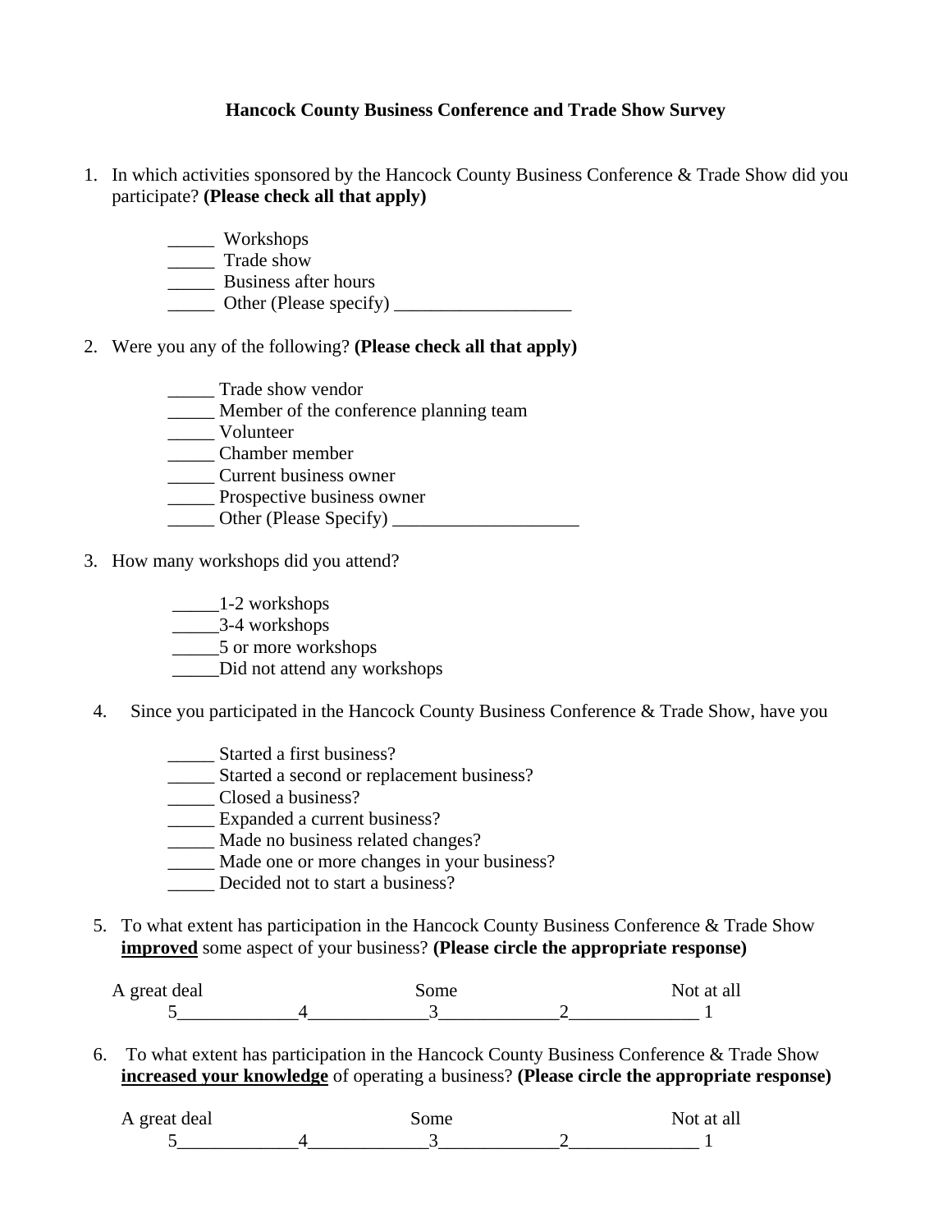**Hancock County Business Conference and Trade Show Survey**

1. In which activities sponsored by the Hancock County Business Conference & Trade Show did you participate? **(Please check all that apply)**

   _____ Workshops
   _____ Trade show
   _____ Business after hours
   _____ Other (Please specify) ___________________

2. Were you any of the following? **(Please check all that apply)**

   _____ Trade show vendor
   _____ Member of the conference planning team
   _____ Volunteer
   _____ Chamber member
   _____ Current business owner
   _____ Prospective business owner
   _____ Other (Please Specify) ____________________

3. How many workshops did you attend?

   _____1-2 workshops
   _____3-4 workshops
   _____5 or more workshops
   _____Did not attend any workshops

4. Since you participated in the Hancock County Business Conference & Trade Show, have you

   _____ Started a first business?
   _____ Started a second or replacement business?
   _____ Closed a business?
   _____ Expanded a current business?
   _____ Made no business related changes?
   _____ Made one or more changes in your business?
   _____ Decided not to start a business?

5. To what extent has participation in the Hancock County Business Conference & Trade Show **improved** some aspect of your business? **(Please circle the appropriate response)**

   A great deal — Some — Not at all
   5_____________4_____________3_____________2______________ 1

6. To what extent has participation in the Hancock County Business Conference & Trade Show **increased your knowledge** of operating a business? **(Please circle the appropriate response)**

   A great deal — Some — Not at all
   5_____________4_____________3_____________2______________ 1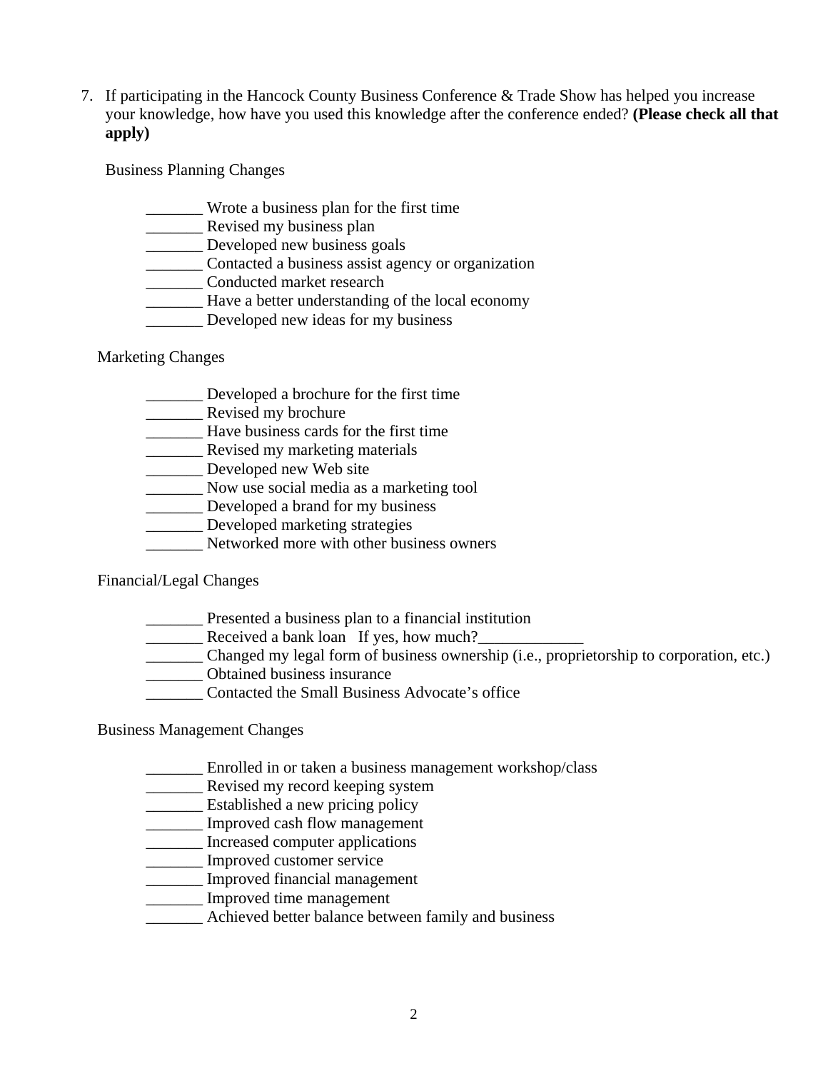7. If participating in the Hancock County Business Conference & Trade Show has helped you increase your knowledge, how have you used this knowledge after the conference ended? **(Please check all that apply)**

   Business Planning Changes

   _______ Wrote a business plan for the first time
   _______ Revised my business plan
   _______ Developed new business goals
   _______ Contacted a business assist agency or organization
   _______ Conducted market research
   _______ Have a better understanding of the local economy
   _______ Developed new ideas for my business

   Marketing Changes

   _______ Developed a brochure for the first time
   _______ Revised my brochure
   _______ Have business cards for the first time
   _______ Revised my marketing materials
   _______ Developed new Web site
   _______ Now use social media as a marketing tool
   _______ Developed a brand for my business
   _______ Developed marketing strategies
   _______ Networked more with other business owners

   Financial/Legal Changes

   _______ Presented a business plan to a financial institution
   _______ Received a bank loan   If yes, how much?_____________
   _______ Changed my legal form of business ownership (i.e., proprietorship to corporation, etc.)
   _______ Obtained business insurance
   _______ Contacted the Small Business Advocate's office

   Business Management Changes

   _______ Enrolled in or taken a business management workshop/class
   _______ Revised my record keeping system
   _______ Established a new pricing policy
   _______ Improved cash flow management
   _______ Increased computer applications
   _______ Improved customer service
   _______ Improved financial management
   _______ Improved time management
   _______ Achieved better balance between family and business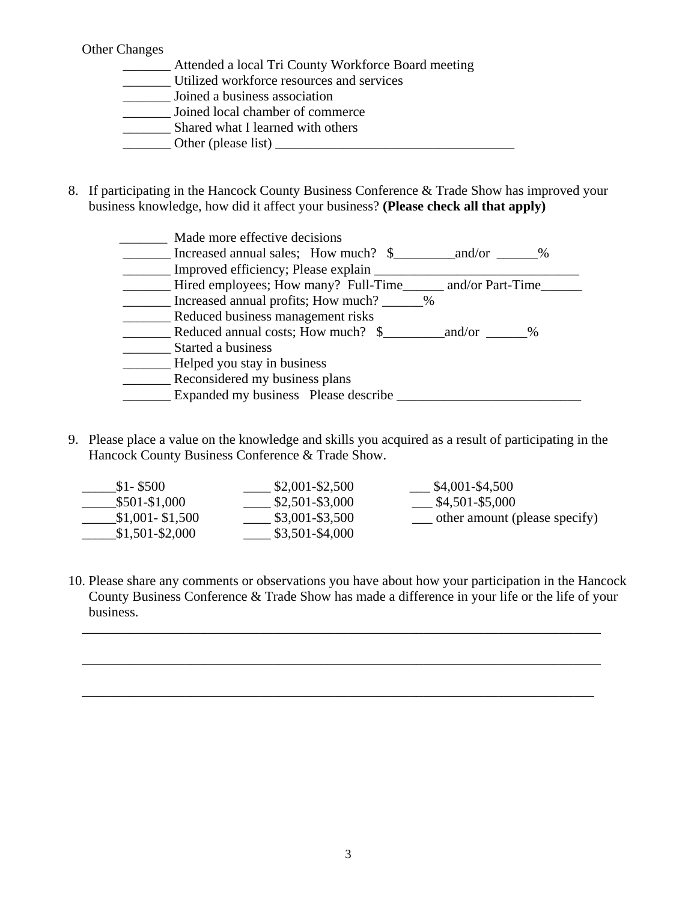Other Changes

- _______ Attended a local Tri County Workforce Board meeting
- _______ Utilized workforce resources and services
- _______ Joined a business association
- _______ Joined local chamber of commerce
- _______ Shared what I learned with others
- _______ Other (please list) ___________________________________

8. If participating in the Hancock County Business Conference & Trade Show has improved your business knowledge, how did it affect your business? **(Please check all that apply)**

   - _______ Made more effective decisions
   - _______ Increased annual sales;   How much?   $_________and/or  ______%
   - _______ Improved efficiency; Please explain ______________________________
   - _______ Hired employees; How many?  Full-Time______ and/or Part-Time______
   - _______ Increased annual profits; How much? ______%
   - _______ Reduced business management risks
   - _______ Reduced annual costs; How much?   $_________and/or  ______%
   - _______ Started a business
   - _______ Helped you stay in business
   - _______ Reconsidered my business plans
   - _______ Expanded my business   Please describe ___________________________

9. Please place a value on the knowledge and skills you acquired as a result of participating in the Hancock County Business Conference & Trade Show.

| | | |
|---|---|---|
| _____$1- $500 | ____ $2,001-$2,500 | ___ $4,001-$4,500 |
| _____$501-$1,000 | ____ $2,501-$3,000 | ___ $4,501-$5,000 |
| _____$1,001- $1,500 | ____ $3,001-$3,500 | ___ other amount (please specify) |
| _____$1,501-$2,000 | ____ $3,501-$4,000 | |

10. Please share any comments or observations you have about how your participation in the Hancock County Business Conference & Trade Show has made a difference in your life or the life of your business.

______________________________________________________________________________

______________________________________________________________________________

______________________________________________________________________________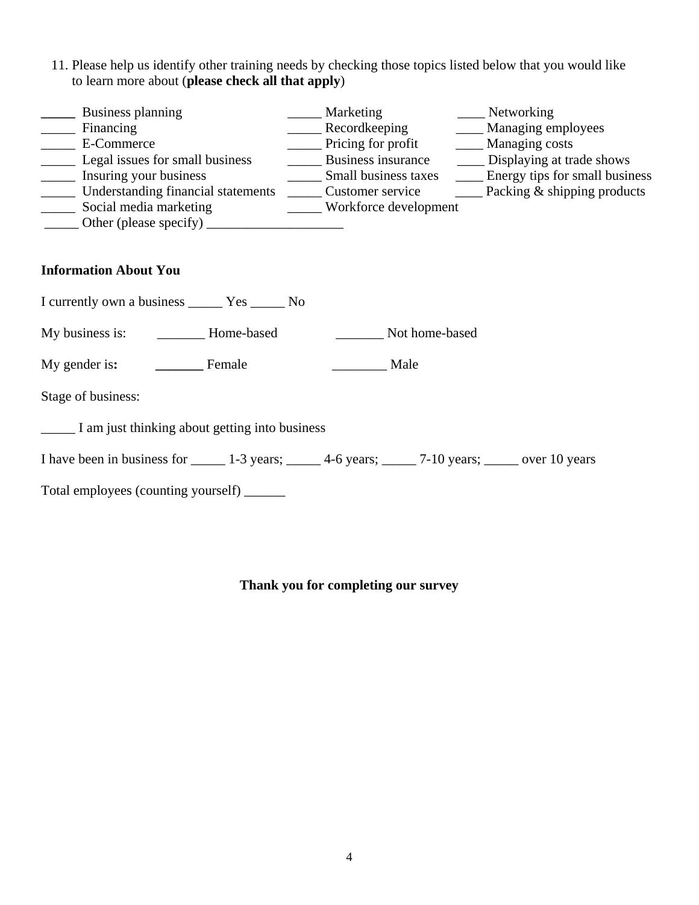11. Please help us identify other training needs by checking those topics listed below that you would like to learn more about (**please check all that apply**)

_____ Business planning
_____ Financing
_____ E-Commerce
_____ Legal issues for small business
_____ Insuring your business
_____ Understanding financial statements
_____ Social media marketing
_____ Marketing
_____ Recordkeeping
_____ Pricing for profit
_____ Business insurance
_____ Small business taxes
_____ Customer service
_____ Workforce development
____ Networking
____ Managing employees
____ Managing costs
____ Displaying at trade shows
____ Energy tips for small business
____ Packing & shipping products
_____ Other (please specify) ____________________

**Information About You**

I currently own a business _____ Yes _____ No

My business is: _______ Home-based _______ Not home-based

My gender is**:** _______ Female ________ Male

Stage of business:

_____ I am just thinking about getting into business

I have been in business for _____ 1-3 years; _____ 4-6 years; _____ 7-10 years; _____ over 10 years

Total employees (counting yourself) ______

**Thank you for completing our survey**